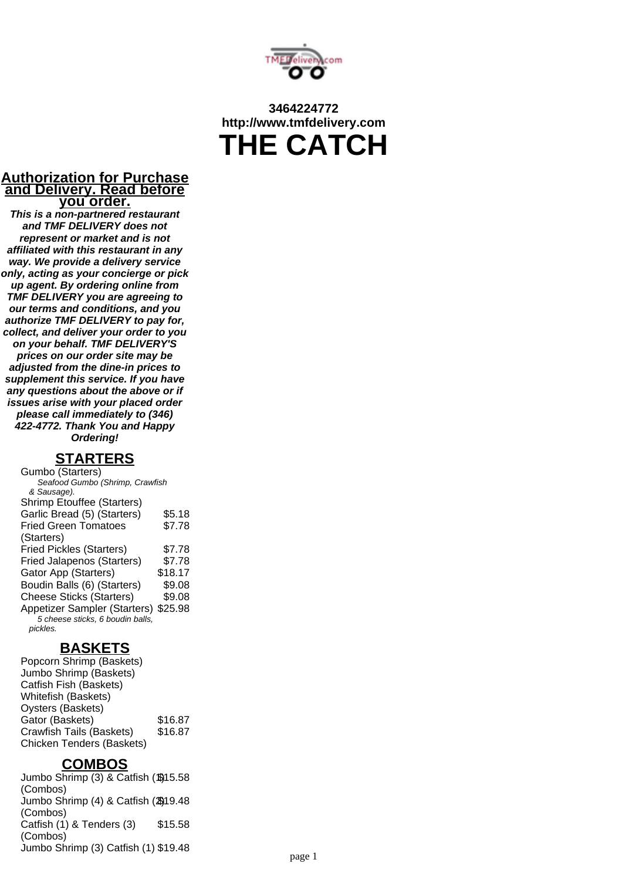**3464224772**
**http://www.tmfdelivery.com**

# THE CATCH

## Authorization for Purchase and Delivery. Read before you order.

***This is a non-partnered restaurant and TMF DELIVERY does not represent or market and is not affiliated with this restaurant in any way. We provide a delivery service only, acting as your concierge or pick up agent. By ordering online from TMF DELIVERY you are agreeing to our terms and conditions, and you authorize TMF DELIVERY to pay for, collect, and deliver your order to you on your behalf. TMF DELIVERY'S prices on our order site may be adjusted from the dine-in prices to supplement this service. If you have any questions about the above or if issues arise with your placed order please call immediately to (346) 422-4772. Thank You and Happy Ordering!***

## STARTERS

| Item | Price |
|---|---|
| Gumbo (Starters)<br>*Seafood Gumbo (Shrimp, Crawfish & Sausage).* | |
| Shrimp Etouffee (Starters) | |
| Garlic Bread (5) (Starters) | $5.18 |
| Fried Green Tomatoes (Starters) | $7.78 |
| Fried Pickles (Starters) | $7.78 |
| Fried Jalapenos (Starters) | $7.78 |
| Gator App (Starters) | $18.17 |
| Boudin Balls (6) (Starters) | $9.08 |
| Cheese Sticks (Starters) | $9.08 |
| Appetizer Sampler (Starters)<br>*5 cheese sticks, 6 boudin balls, pickles.* | $25.98 |

## BASKETS

| Item | Price |
|---|---|
| Popcorn Shrimp (Baskets) | |
| Jumbo Shrimp (Baskets) | |
| Catfish Fish (Baskets) | |
| Whitefish (Baskets) | |
| Oysters (Baskets) | |
| Gator (Baskets) | $16.87 |
| Crawfish Tails (Baskets) | $16.87 |
| Chicken Tenders (Baskets) | |

## COMBOS

| Item | Price |
|---|---|
| Jumbo Shrimp (3) & Catfish (1) (Combos) | $15.58 |
| Jumbo Shrimp (4) & Catfish (2) (Combos) | $19.48 |
| Catfish (1) & Tenders (3) (Combos) | $15.58 |
| Jumbo Shrimp (3) Catfish (1) | $19.48 |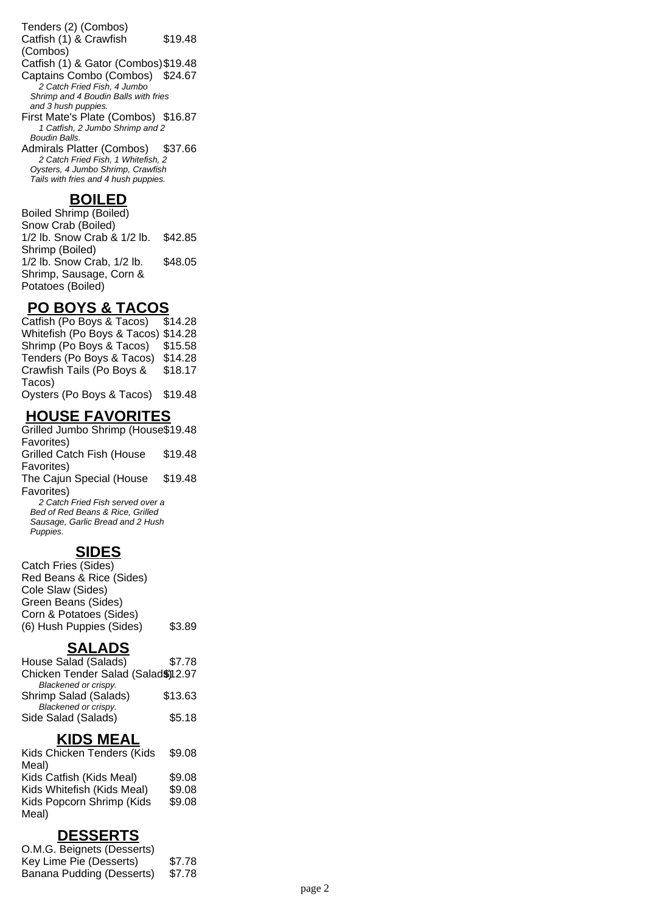Tenders (2) (Combos)

Catfish (1) & Crawfish (Combos) $19.48

Catfish (1) & Gator (Combos) $19.48

Captains Combo (Combos) $24.67

*2 Catch Fried Fish, 4 Jumbo Shrimp and 4 Boudin Balls with fries and 3 hush puppies.*

First Mate's Plate (Combos) $16.87

*1 Catfish, 2 Jumbo Shrimp and 2 Boudin Balls.*

Admirals Platter (Combos) $37.66

*2 Catch Fried Fish, 1 Whitefish, 2 Oysters, 4 Jumbo Shrimp, Crawfish Tails with fries and 4 hush puppies.*

## BOILED

Boiled Shrimp (Boiled)

Snow Crab (Boiled)

1/2 lb. Snow Crab & 1/2 lb. Shrimp (Boiled) $42.85

1/2 lb. Snow Crab, 1/2 lb. Shrimp, Sausage, Corn & Potatoes (Boiled) $48.05

## PO BOYS & TACOS

Catfish (Po Boys & Tacos) $14.28

Whitefish (Po Boys & Tacos) $14.28

Shrimp (Po Boys & Tacos) $15.58

Tenders (Po Boys & Tacos) $14.28

Crawfish Tails (Po Boys & Tacos) $18.17

Oysters (Po Boys & Tacos) $19.48

## HOUSE FAVORITES

Grilled Jumbo Shrimp (House Favorites) $19.48

Grilled Catch Fish (House Favorites) $19.48

The Cajun Special (House Favorites) $19.48

*2 Catch Fried Fish served over a Bed of Red Beans & Rice, Grilled Sausage, Garlic Bread and 2 Hush Puppies.*

## SIDES

Catch Fries (Sides)

Red Beans & Rice (Sides)

Cole Slaw (Sides)

Green Beans (Sides)

Corn & Potatoes (Sides)

(6) Hush Puppies (Sides) $3.89

## SALADS

House Salad (Salads) $7.78

Chicken Tender Salad (Salads) $12.97

*Blackened or crispy.*

Shrimp Salad (Salads) $13.63

*Blackened or crispy.*

Side Salad (Salads) $5.18

## KIDS MEAL

Kids Chicken Tenders (Kids Meal) $9.08

Kids Catfish (Kids Meal) $9.08

Kids Whitefish (Kids Meal) $9.08

Kids Popcorn Shrimp (Kids Meal) $9.08

## DESSERTS

O.M.G. Beignets (Desserts)

Key Lime Pie (Desserts) $7.78

Banana Pudding (Desserts) $7.78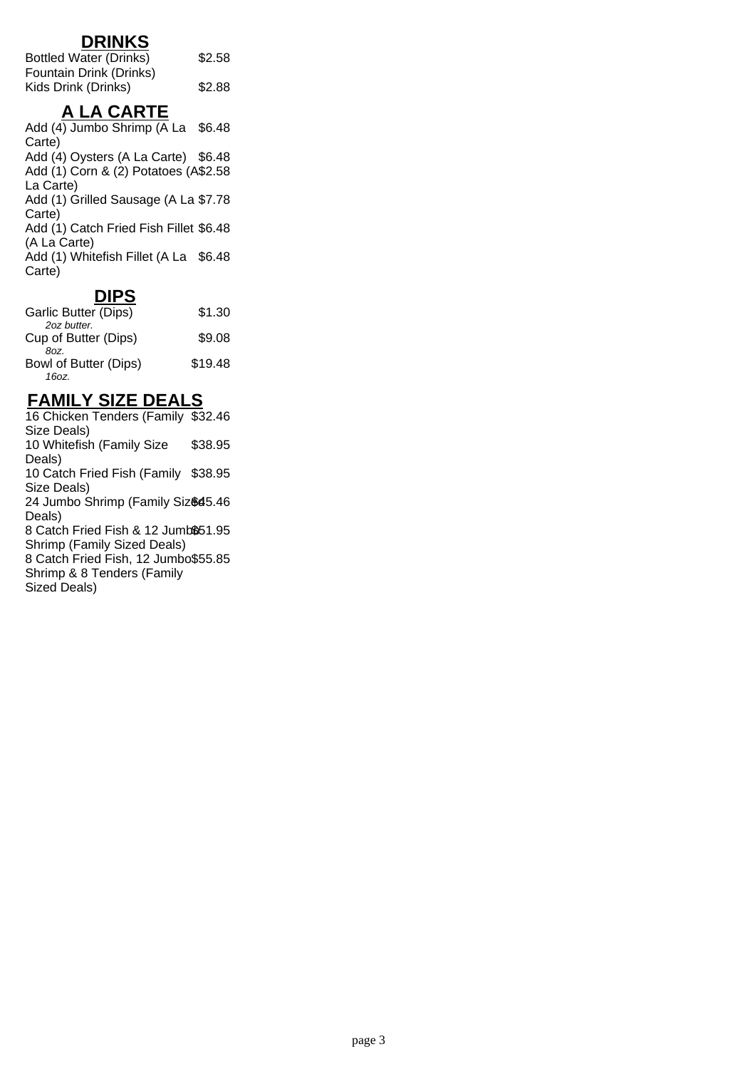## DRINKS

| | |
|---|---|
| Bottled Water (Drinks) | $2.58 |
| Fountain Drink (Drinks) | |
| Kids Drink (Drinks) | $2.88 |

## A LA CARTE

| | |
|---|---|
| Add (4) Jumbo Shrimp (A La Carte) | $6.48 |
| Add (4) Oysters (A La Carte) | $6.48 |
| Add (1) Corn & (2) Potatoes (A La Carte) | $2.58 |
| Add (1) Grilled Sausage (A La Carte) | $7.78 |
| Add (1) Catch Fried Fish Fillet (A La Carte) | $6.48 |
| Add (1) Whitefish Fillet (A La Carte) | $6.48 |

## DIPS

| | |
|---|---|
| Garlic Butter (Dips) *2oz butter.* | $1.30 |
| Cup of Butter (Dips) *8oz.* | $9.08 |
| Bowl of Butter (Dips) *16oz.* | $19.48 |

## FAMILY SIZE DEALS

| | |
|---|---|
| 16 Chicken Tenders (Family Size Deals) | $32.46 |
| 10 Whitefish (Family Size Deals) | $38.95 |
| 10 Catch Fried Fish (Family Size Deals) | $38.95 |
| 24 Jumbo Shrimp (Family Sized Deals) | $45.46 |
| 8 Catch Fried Fish & 12 Jumbo Shrimp (Family Sized Deals) | $51.95 |
| 8 Catch Fried Fish, 12 Jumbo Shrimp & 8 Tenders (Family Sized Deals) | $55.85 |